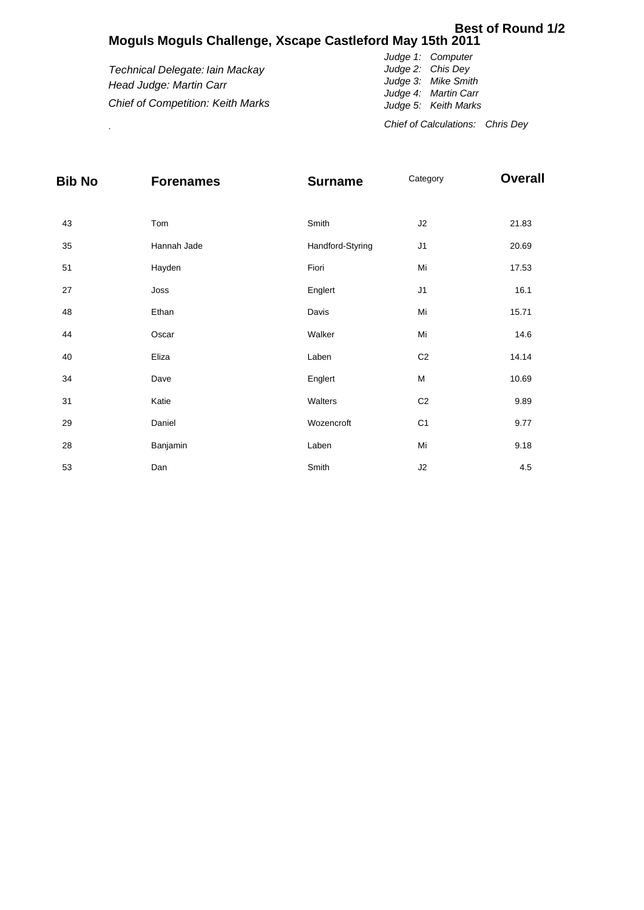**Best of Round 1/2**

# Moguls Moguls Challenge, Xscape Castleford May 15th 2011

*Technical Delegate: Iain Mackay*
*Head Judge: Martin Carr*
*Chief of Competition: Keith Marks*

*Judge 1: Computer*
*Judge 2: Chis Dey*
*Judge 3: Mike Smith*
*Judge 4: Martin Carr*
*Judge 5: Keith Marks*

*Chief of Calculations: Chris Dey*

| Bib No | Forenames | Surname | Category | Overall |
|---|---|---|---|---|
| 43 | Tom | Smith | J2 | 21.83 |
| 35 | Hannah Jade | Handford-Styring | J1 | 20.69 |
| 51 | Hayden | Fiori | Mi | 17.53 |
| 27 | Joss | Englert | J1 | 16.1 |
| 48 | Ethan | Davis | Mi | 15.71 |
| 44 | Oscar | Walker | Mi | 14.6 |
| 40 | Eliza | Laben | C2 | 14.14 |
| 34 | Dave | Englert | M | 10.69 |
| 31 | Katie | Walters | C2 | 9.89 |
| 29 | Daniel | Wozencroft | C1 | 9.77 |
| 28 | Banjamin | Laben | Mi | 9.18 |
| 53 | Dan | Smith | J2 | 4.5 |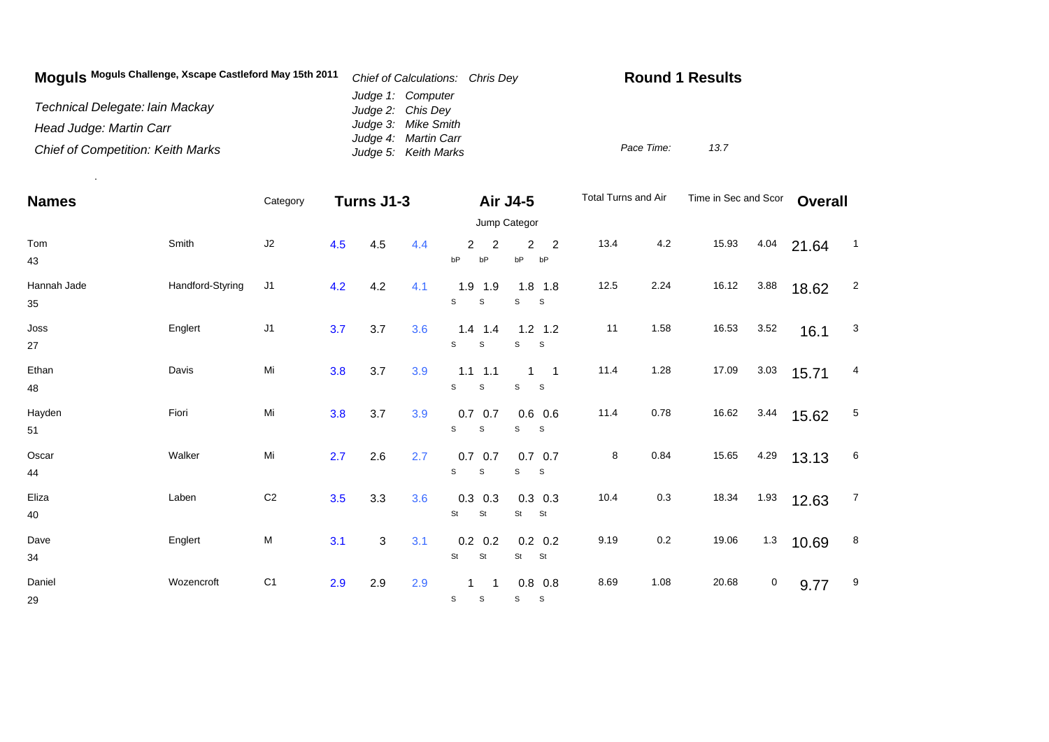**Moguls** **Moguls Challenge, Xscape Castleford May 15th 2011**

*Technical Delegate: Iain Mackay*

*Head Judge: Martin Carr*

*Chief of Competition: Keith Marks*

*Chief of Calculations: Chris Dey*

*Judge 1: Computer*
*Judge 2: Chis Dey*
*Judge 3: Mike Smith*
*Judge 4: Martin Carr*
*Judge 5: Keith Marks*

**Round 1 Results**

*Pace Time:* *13.7*

| Names | | Category | Turns J1-3 | | | Air J4-5 (Jump Categor) | | | | Total Turns and Air | | Time in Sec and Scor | | Overall | |
|---|---|---|---|---|---|---|---|---|---|---|---|---|---|---|---|
| Tom 43 | Smith | J2 | 4.5 | 4.5 | 4.4 | 2 bP | 2 bP | 2 bP | 2 bP | 13.4 | 4.2 | 15.93 | 4.04 | 21.64 | 1 |
| Hannah Jade 35 | Handford-Styring | J1 | 4.2 | 4.2 | 4.1 | 1.9 S | 1.9 S | 1.8 S | 1.8 S | 12.5 | 2.24 | 16.12 | 3.88 | 18.62 | 2 |
| Joss 27 | Englert | J1 | 3.7 | 3.7 | 3.6 | 1.4 S | 1.4 S | 1.2 S | 1.2 S | 11 | 1.58 | 16.53 | 3.52 | 16.1 | 3 |
| Ethan 48 | Davis | Mi | 3.8 | 3.7 | 3.9 | 1.1 S | 1.1 S | 1 S | 1 S | 11.4 | 1.28 | 17.09 | 3.03 | 15.71 | 4 |
| Hayden 51 | Fiori | Mi | 3.8 | 3.7 | 3.9 | 0.7 S | 0.7 S | 0.6 S | 0.6 S | 11.4 | 0.78 | 16.62 | 3.44 | 15.62 | 5 |
| Oscar 44 | Walker | Mi | 2.7 | 2.6 | 2.7 | 0.7 S | 0.7 S | 0.7 S | 0.7 S | 8 | 0.84 | 15.65 | 4.29 | 13.13 | 6 |
| Eliza 40 | Laben | C2 | 3.5 | 3.3 | 3.6 | 0.3 St | 0.3 St | 0.3 St | 0.3 St | 10.4 | 0.3 | 18.34 | 1.93 | 12.63 | 7 |
| Dave 34 | Englert | M | 3.1 | 3 | 3.1 | 0.2 St | 0.2 St | 0.2 St | 0.2 St | 9.19 | 0.2 | 19.06 | 1.3 | 10.69 | 8 |
| Daniel 29 | Wozencroft | C1 | 2.9 | 2.9 | 2.9 | 1 S | 1 S | 0.8 S | 0.8 S | 8.69 | 1.08 | 20.68 | 0 | 9.77 | 9 |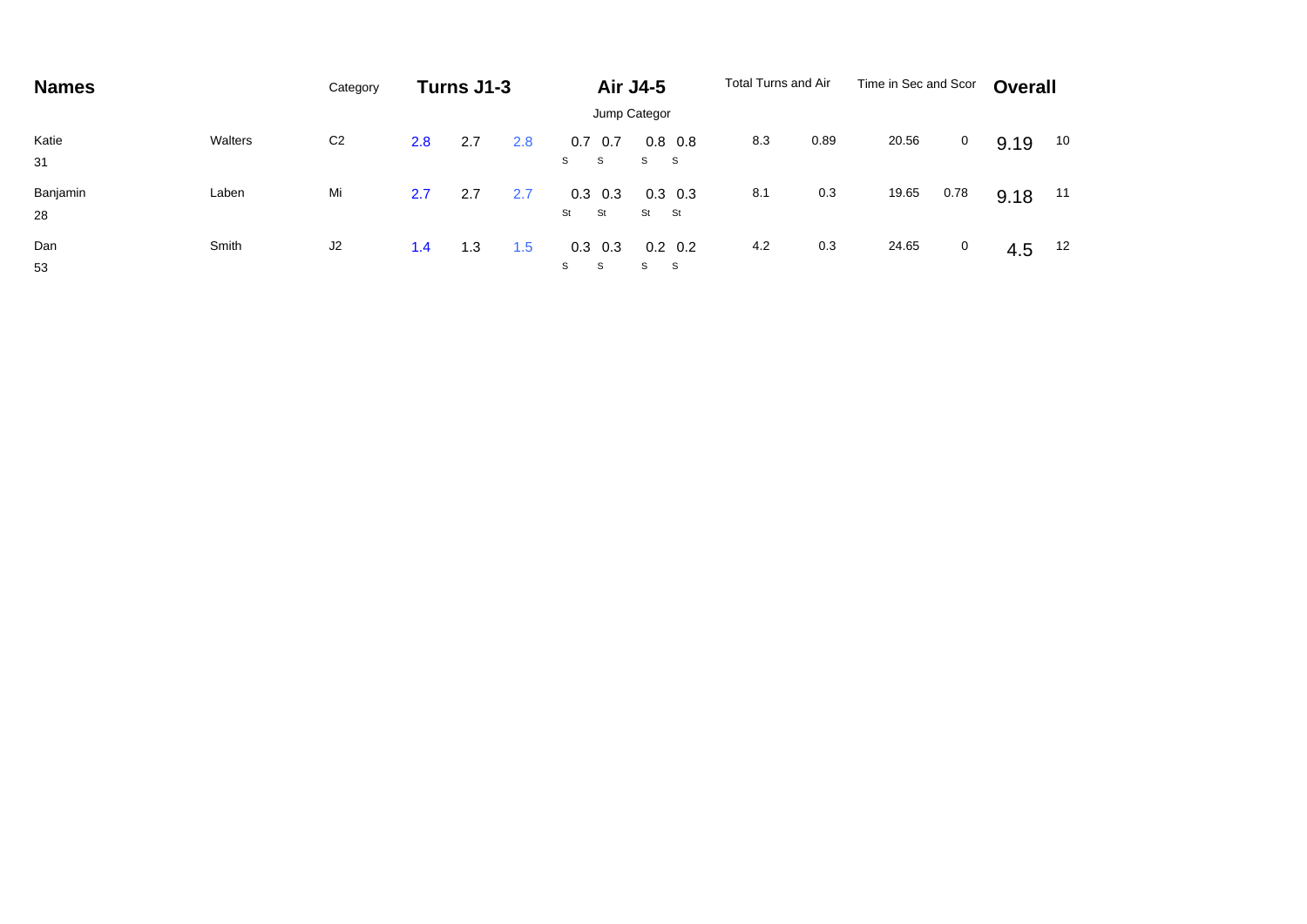| Names | | Category | Turns J1-3 | | | Air J4-5 | | | | Total Turns and Air | | Time in Sec and Scor | | Overall | |
|---|---|---|---|---|---|---|---|---|---|---|---|---|---|---|---|
| | | | | | | Jump Categor | | | | | | | | | |
| Katie 31 | Walters | C2 | 2.8 | 2.7 | 2.8 | 0.7 S | 0.7 S | 0.8 S | 0.8 S | 8.3 | 0.89 | 20.56 | 0 | 9.19 | 10 |
| Banjamin 28 | Laben | Mi | 2.7 | 2.7 | 2.7 | 0.3 St | 0.3 St | 0.3 St | 0.3 St | 8.1 | 0.3 | 19.65 | 0.78 | 9.18 | 11 |
| Dan 53 | Smith | J2 | 1.4 | 1.3 | 1.5 | 0.3 S | 0.3 S | 0.2 S | 0.2 S | 4.2 | 0.3 | 24.65 | 0 | 4.5 | 12 |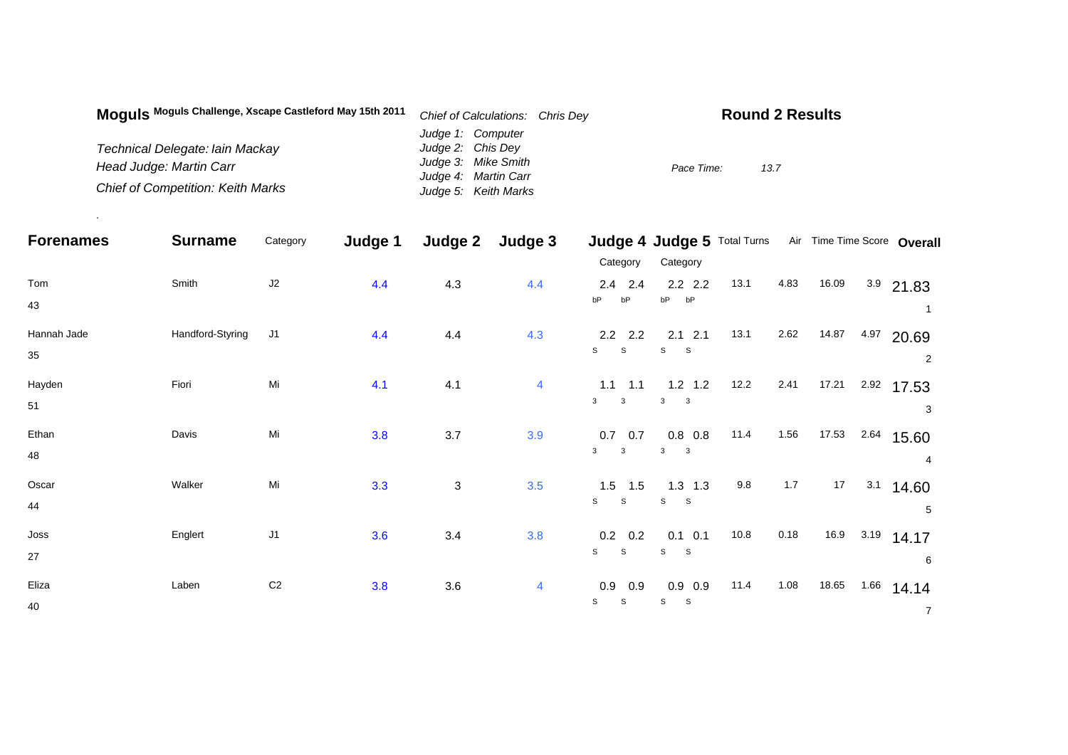**Moguls** **Moguls Challenge, Xscape Castleford May 15th 2011**

*Technical Delegate: Iain Mackay*
*Head Judge: Martin Carr*
*Chief of Competition: Keith Marks*

*Chief of Calculations: Chris Dey*
*Judge 1: Computer*
*Judge 2: Chis Dey*
*Judge 3: Mike Smith*
*Judge 4: Martin Carr*
*Judge 5: Keith Marks*

## Round 2 Results

*Pace Time:* *13.7*

.

| Forenames | Surname | Category | Judge 1 | Judge 2 | Judge 3 | Judge 4 Category | | Judge 5 Category | | Total Turns | Air | Time | Time Score | Overall |
|---|---|---|---|---|---|---|---|---|---|---|---|---|---|---|
| Tom 43 | Smith | J2 | 4.4 | 4.3 | 4.4 | 2.4 bP | 2.4 bP | 2.2 bP | 2.2 bP | 13.1 | 4.83 | 16.09 | 3.9 | 21.83 (1) |
| Hannah Jade 35 | Handford-Styring | J1 | 4.4 | 4.4 | 4.3 | 2.2 S | 2.2 S | 2.1 S | 2.1 S | 13.1 | 2.62 | 14.87 | 4.97 | 20.69 (2) |
| Hayden 51 | Fiori | Mi | 4.1 | 4.1 | 4 | 1.1 3 | 1.1 3 | 1.2 3 | 1.2 3 | 12.2 | 2.41 | 17.21 | 2.92 | 17.53 (3) |
| Ethan 48 | Davis | Mi | 3.8 | 3.7 | 3.9 | 0.7 3 | 0.7 3 | 0.8 3 | 0.8 3 | 11.4 | 1.56 | 17.53 | 2.64 | 15.60 (4) |
| Oscar 44 | Walker | Mi | 3.3 | 3 | 3.5 | 1.5 S | 1.5 S | 1.3 S | 1.3 S | 9.8 | 1.7 | 17 | 3.1 | 14.60 (5) |
| Joss 27 | Englert | J1 | 3.6 | 3.4 | 3.8 | 0.2 S | 0.2 S | 0.1 S | 0.1 S | 10.8 | 0.18 | 16.9 | 3.19 | 14.17 (6) |
| Eliza 40 | Laben | C2 | 3.8 | 3.6 | 4 | 0.9 S | 0.9 S | 0.9 S | 0.9 S | 11.4 | 1.08 | 18.65 | 1.66 | 14.14 (7) |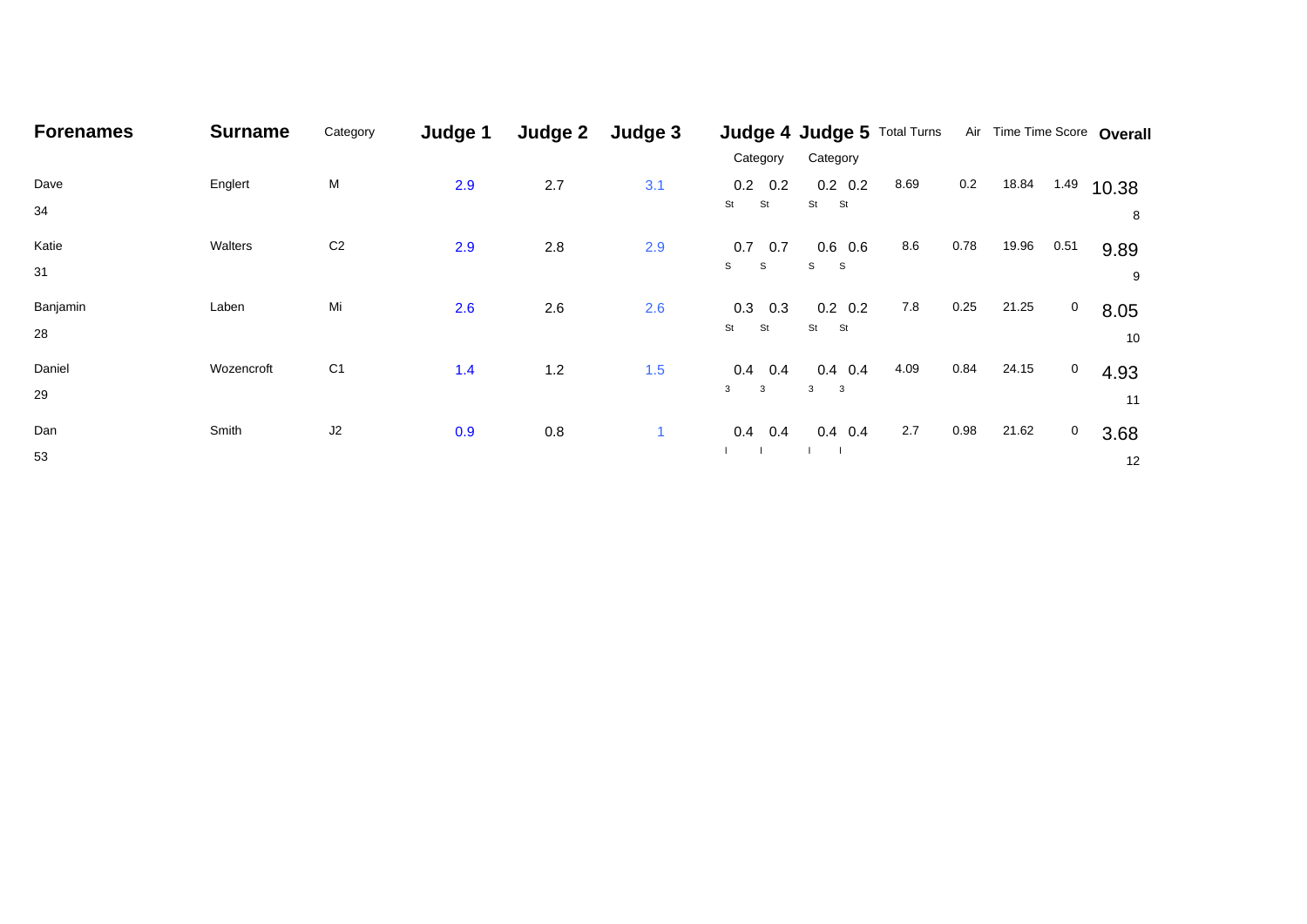| Forenames | Surname | Category | Judge 1 | Judge 2 | Judge 3 | Judge 4 Category | | Judge 5 Category | | Total Turns | Air | Time | Time Score | Overall |
|---|---|---|---|---|---|---|---|---|---|---|---|---|---|---|
| Dave 34 | Englert | M | 2.9 | 2.7 | 3.1 | 0.2 St | 0.2 St | 0.2 St | 0.2 St | 8.69 | 0.2 | 18.84 | 1.49 | 10.38 8 |
| Katie 31 | Walters | C2 | 2.9 | 2.8 | 2.9 | 0.7 S | 0.7 S | 0.6 S | 0.6 S | 8.6 | 0.78 | 19.96 | 0.51 | 9.89 9 |
| Banjamin 28 | Laben | Mi | 2.6 | 2.6 | 2.6 | 0.3 St | 0.3 St | 0.2 St | 0.2 St | 7.8 | 0.25 | 21.25 | 0 | 8.05 10 |
| Daniel 29 | Wozencroft | C1 | 1.4 | 1.2 | 1.5 | 0.4 3 | 0.4 3 | 0.4 3 | 0.4 3 | 4.09 | 0.84 | 24.15 | 0 | 4.93 11 |
| Dan 53 | Smith | J2 | 0.9 | 0.8 | 1 | 0.4 I | 0.4 I | 0.4 I | 0.4 I | 2.7 | 0.98 | 21.62 | 0 | 3.68 12 |